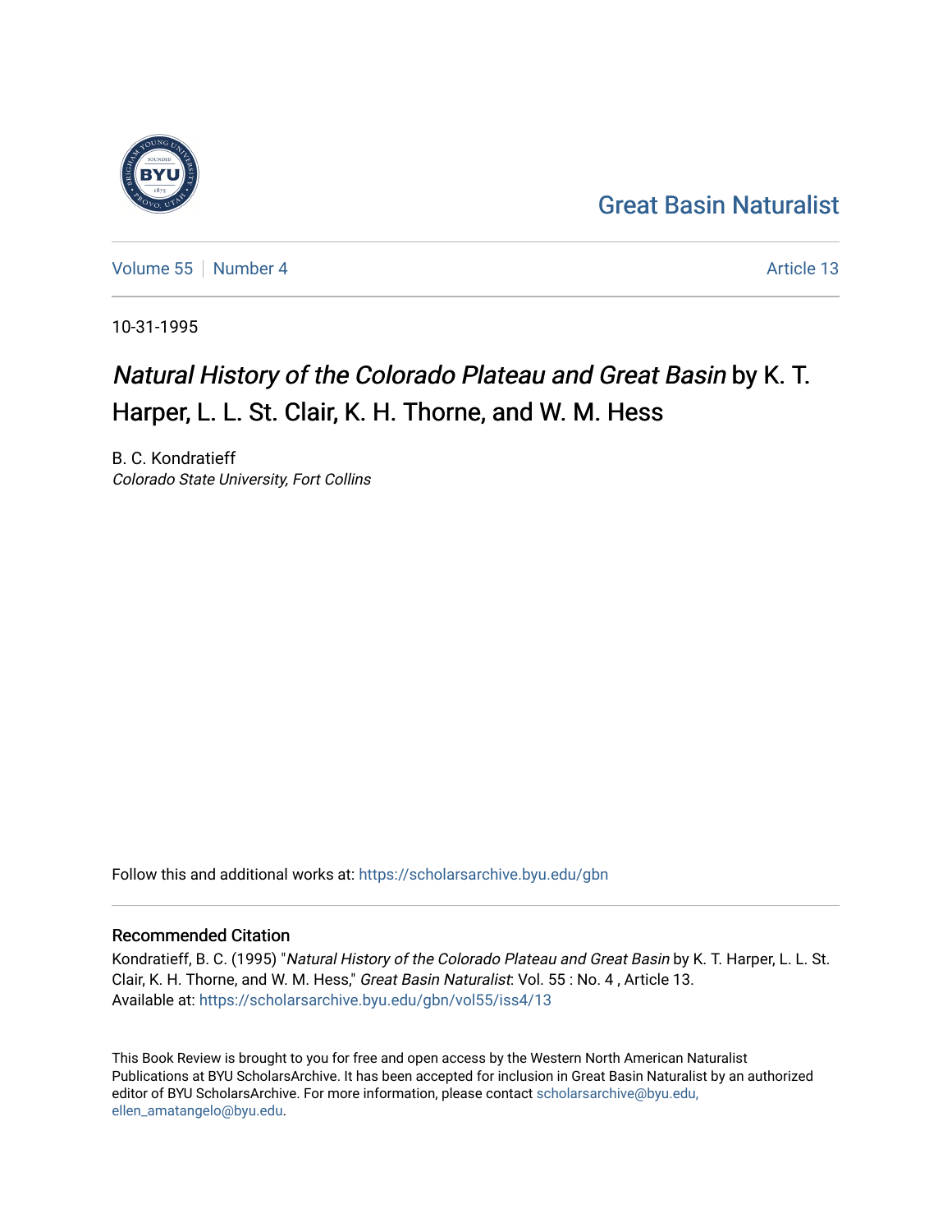Great Basin Naturalist

Volume 55 | Number 4 | Article 13

10-31-1995

# *Natural History of the Colorado Plateau and Great Basin* by K. T. Harper, L. L. St. Clair, K. H. Thorne, and W. M. Hess

B. C. Kondratieff
*Colorado State University, Fort Collins*

Follow this and additional works at: https://scholarsarchive.byu.edu/gbn

## Recommended Citation

Kondratieff, B. C. (1995) "*Natural History of the Colorado Plateau and Great Basin* by K. T. Harper, L. L. St. Clair, K. H. Thorne, and W. M. Hess," *Great Basin Naturalist*: Vol. 55 : No. 4 , Article 13.
Available at: https://scholarsarchive.byu.edu/gbn/vol55/iss4/13

This Book Review is brought to you for free and open access by the Western North American Naturalist Publications at BYU ScholarsArchive. It has been accepted for inclusion in Great Basin Naturalist by an authorized editor of BYU ScholarsArchive. For more information, please contact scholarsarchive@byu.edu, ellen_amatangelo@byu.edu.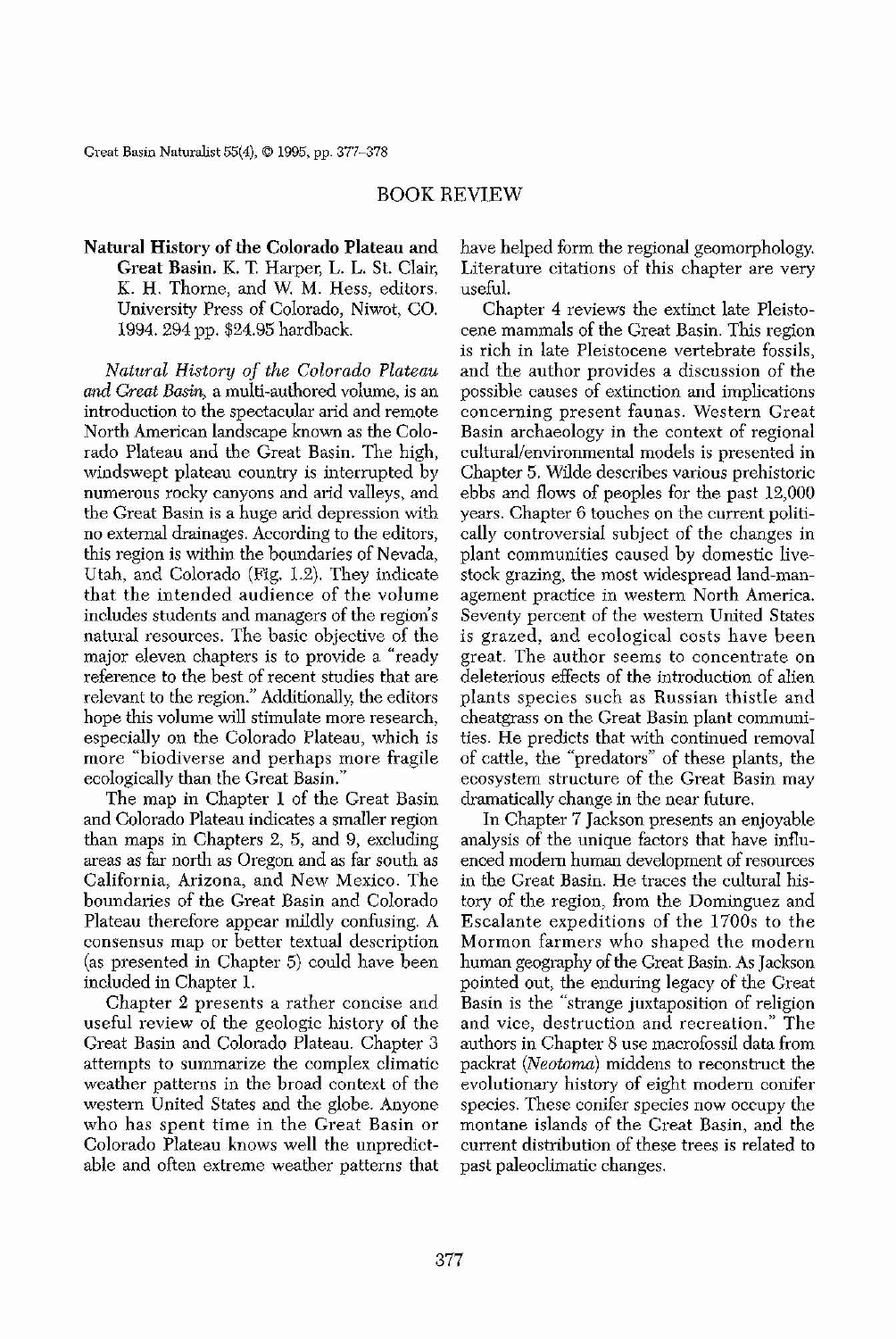## BOOK REVIEW

**Natural History of the Colorado Plateau and Great Basin.** K. T. Harper, L. L. St. Clair, K. H. Thorne, and W. M. Hess, editors. University Press of Colorado, Niwot, CO. 1994. 294 pp. $24.95 hardback.

*Natural History of the Colorado Plateau and Great Basin*, a multi-authored volume, is an introduction to the spectacular arid and remote North American landscape known as the Colorado Plateau and the Great Basin. The high, windswept plateau country is interrupted by numerous rocky canyons and arid valleys, and the Great Basin is a huge arid depression with no external drainages. According to the editors, this region is within the boundaries of Nevada, Utah, and Colorado (Fig. 1.2). They indicate that the intended audience of the volume includes students and managers of the region's natural resources. The basic objective of the major eleven chapters is to provide a "ready reference to the best of recent studies that are relevant to the region." Additionally, the editors hope this volume will stimulate more research, especially on the Colorado Plateau, which is more "biodiverse and perhaps more fragile ecologically than the Great Basin."

The map in Chapter 1 of the Great Basin and Colorado Plateau indicates a smaller region than maps in Chapters 2, 5, and 9, excluding areas as far north as Oregon and as far south as California, Arizona, and New Mexico. The boundaries of the Great Basin and Colorado Plateau therefore appear mildly confusing. A consensus map or better textual description (as presented in Chapter 5) could have been included in Chapter 1.

Chapter 2 presents a rather concise and useful review of the geologic history of the Great Basin and Colorado Plateau. Chapter 3 attempts to summarize the complex climatic weather patterns in the broad context of the western United States and the globe. Anyone who has spent time in the Great Basin or Colorado Plateau knows well the unpredictable and often extreme weather patterns that have helped form the regional geomorphology. Literature citations of this chapter are very useful.

Chapter 4 reviews the extinct late Pleistocene mammals of the Great Basin. This region is rich in late Pleistocene vertebrate fossils, and the author provides a discussion of the possible causes of extinction and implications concerning present faunas. Western Great Basin archaeology in the context of regional cultural/environmental models is presented in Chapter 5. Wilde describes various prehistoric ebbs and flows of peoples for the past 12,000 years. Chapter 6 touches on the current politically controversial subject of the changes in plant communities caused by domestic livestock grazing, the most widespread land-management practice in western North America. Seventy percent of the western United States is grazed, and ecological costs have been great. The author seems to concentrate on deleterious effects of the introduction of alien plants species such as Russian thistle and cheatgrass on the Great Basin plant communities. He predicts that with continued removal of cattle, the "predators" of these plants, the ecosystem structure of the Great Basin may dramatically change in the near future.

In Chapter 7 Jackson presents an enjoyable analysis of the unique factors that have influenced modern human development of resources in the Great Basin. He traces the cultural history of the region, from the Dominguez and Escalante expeditions of the 1700s to the Mormon farmers who shaped the modern human geography of the Great Basin. As Jackson pointed out, the enduring legacy of the Great Basin is the "strange juxtaposition of religion and vice, destruction and recreation." The authors in Chapter 8 use macrofossil data from packrat (*Neotoma*) middens to reconstruct the evolutionary history of eight modern conifer species. These conifer species now occupy the montane islands of the Great Basin, and the current distribution of these trees is related to past paleoclimatic changes.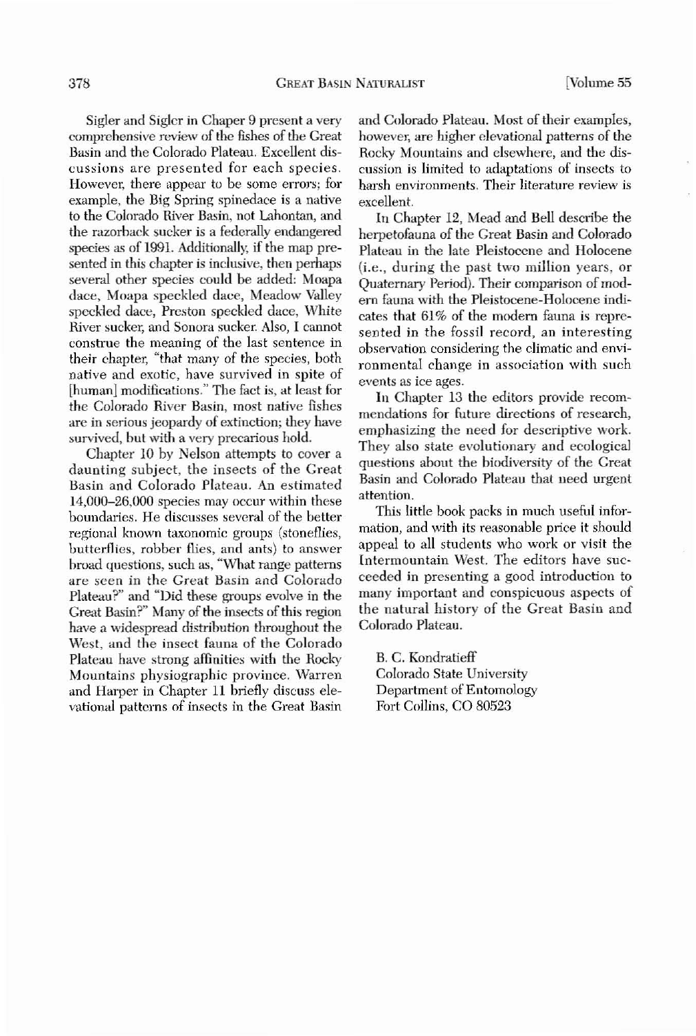Sigler and Sigler in Chaper 9 present a very comprehensive review of the fishes of the Great Basin and the Colorado Plateau. Excellent discussions are presented for each species. However, there appear to be some errors; for example, the Big Spring spinedace is a native to the Colorado River Basin, not Lahontan, and the razorback sucker is a federally endangered species as of 1991. Additionally, if the map presented in this chapter is inclusive, then perhaps several other species could be added: Moapa dace, Moapa speckled dace, Meadow Valley speckled dace, Preston speckled dace, White River sucker, and Sonora sucker. Also, I cannot construe the meaning of the last sentence in their chapter, "that many of the species, both native and exotic, have survived in spite of [human] modifications." The fact is, at least for the Colorado River Basin, most native fishes are in serious jeopardy of extinction; they have survived, but with a very precarious hold.

Chapter 10 by Nelson attempts to cover a daunting subject, the insects of the Great Basin and Colorado Plateau. An estimated 14,000–26,000 species may occur within these boundaries. He discusses several of the better regional known taxonomic groups (stoneflies, butterflies, robber flies, and ants) to answer broad questions, such as, "What range patterns are seen in the Great Basin and Colorado Plateau?" and "Did these groups evolve in the Great Basin?" Many of the insects of this region have a widespread distribution throughout the West, and the insect fauna of the Colorado Plateau have strong affinities with the Rocky Mountains physiographic province. Warren and Harper in Chapter 11 briefly discuss elevational patterns of insects in the Great Basin and Colorado Plateau. Most of their examples, however, are higher elevational patterns of the Rocky Mountains and elsewhere, and the discussion is limited to adaptations of insects to harsh environments. Their literature review is excellent.

In Chapter 12, Mead and Bell describe the herpetofauna of the Great Basin and Colorado Plateau in the late Pleistocene and Holocene (i.e., during the past two million years, or Quaternary Period). Their comparison of modern fauna with the Pleistocene-Holocene indicates that 61% of the modern fauna is represented in the fossil record, an interesting observation considering the climatic and environmental change in association with such events as ice ages.

In Chapter 13 the editors provide recommendations for future directions of research, emphasizing the need for descriptive work. They also state evolutionary and ecological questions about the biodiversity of the Great Basin and Colorado Plateau that need urgent attention.

This little book packs in much useful information, and with its reasonable price it should appeal to all students who work or visit the Intermountain West. The editors have succeeded in presenting a good introduction to many important and conspicuous aspects of the natural history of the Great Basin and Colorado Plateau.

B. C. Kondratieff
Colorado State University
Department of Entomology
Fort Collins, CO 80523